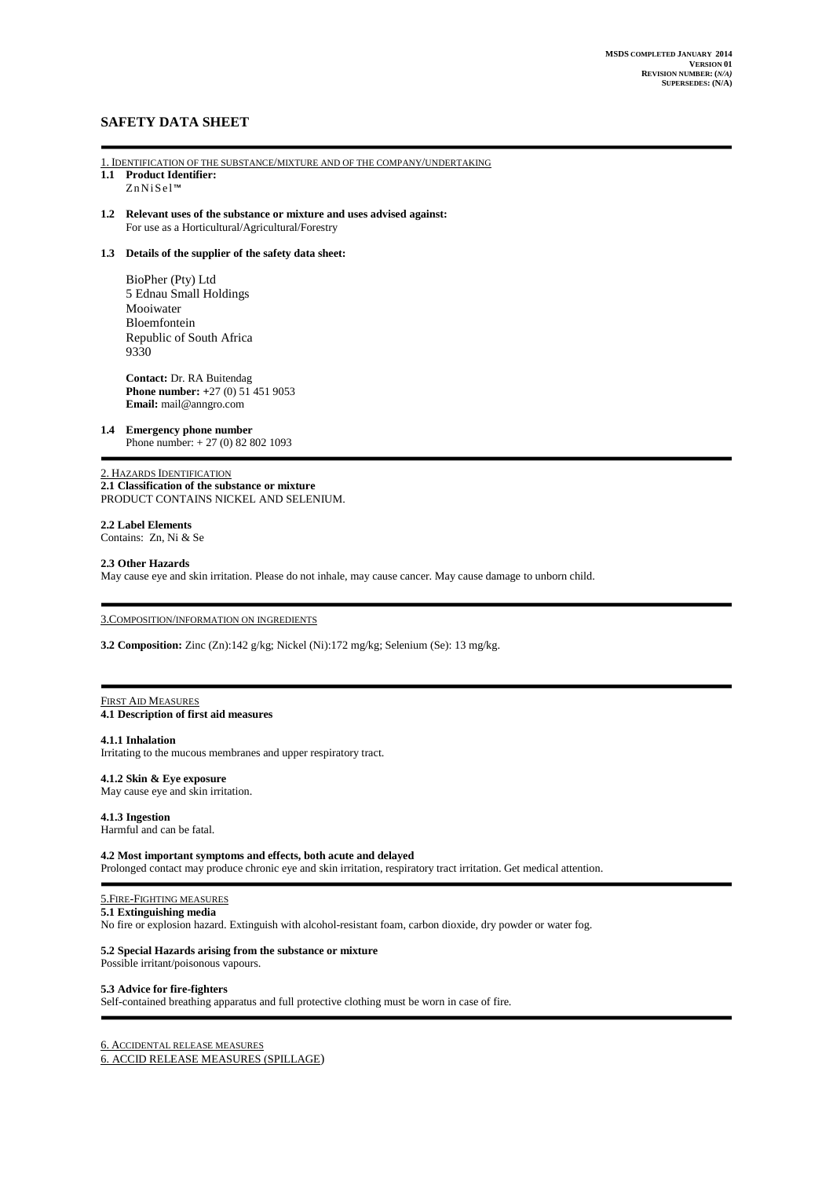**MSDS COMPLETED JANUARY 2014**
**VERSION 01**
**REVISION NUMBER: (N/A)**
**SUPERSEDES: (N/A)**

# SAFETY DATA SHEET

## 1. IDENTIFICATION OF THE SUBSTANCE/MIXTURE AND OF THE COMPANY/UNDERTAKING

**1.1 Product Identifier:**
ZnNiSel™

**1.2 Relevant uses of the substance or mixture and uses advised against:**
For use as a Horticultural/Agricultural/Forestry

**1.3 Details of the supplier of the safety data sheet:**

BioPher (Pty) Ltd
5 Ednau Small Holdings
Mooiwater
Bloemfontein
Republic of South Africa
9330

**Contact:** Dr. RA Buitendag
**Phone number:** +27 (0) 51 451 9053
**Email:** mail@anngro.com

**1.4 Emergency phone number**
Phone number: + 27 (0) 82 802 1093

## 2. HAZARDS IDENTIFICATION

**2.1 Classification of the substance or mixture**
PRODUCT CONTAINS NICKEL AND SELENIUM.

**2.2 Label Elements**
Contains: Zn, Ni & Se

**2.3 Other Hazards**
May cause eye and skin irritation. Please do not inhale, may cause cancer. May cause damage to unborn child.

## 3.COMPOSITION/INFORMATION ON INGREDIENTS

**3.2 Composition:** Zinc (Zn):142 g/kg; Nickel (Ni):172 mg/kg; Selenium (Se): 13 mg/kg.

## FIRST AID MEASURES

**4.1 Description of first aid measures**

**4.1.1 Inhalation**
Irritating to the mucous membranes and upper respiratory tract.

**4.1.2 Skin & Eye exposure**
May cause eye and skin irritation.

**4.1.3 Ingestion**
Harmful and can be fatal.

**4.2 Most important symptoms and effects, both acute and delayed**
Prolonged contact may produce chronic eye and skin irritation, respiratory tract irritation. Get medical attention.

## 5.FIRE-FIGHTING MEASURES

**5.1 Extinguishing media**
No fire or explosion hazard. Extinguish with alcohol-resistant foam, carbon dioxide, dry powder or water fog.

**5.2 Special Hazards arising from the substance or mixture**
Possible irritant/poisonous vapours.

**5.3 Advice for fire-fighters**
Self-contained breathing apparatus and full protective clothing must be worn in case of fire.

## 6. ACCIDENTAL RELEASE MEASURES

6. ACCID RELEASE MEASURES (SPILLAGE)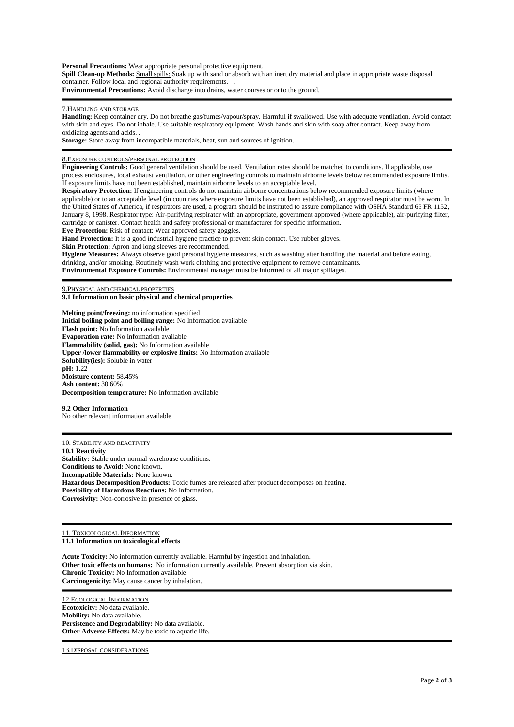**Personal Precautions:** Wear appropriate personal protective equipment.
**Spill Clean-up Methods:** Small spills: Soak up with sand or absorb with an inert dry material and place in appropriate waste disposal container. Follow local and regional authority requirements. .
**Environmental Precautions:** Avoid discharge into drains, water courses or onto the ground.

## 7.HANDLING AND STORAGE

**Handling:** Keep container dry. Do not breathe gas/fumes/vapour/spray. Harmful if swallowed. Use with adequate ventilation. Avoid contact with skin and eyes. Do not inhale. Use suitable respiratory equipment. Wash hands and skin with soap after contact. Keep away from oxidizing agents and acids. .
**Storage:** Store away from incompatible materials, heat, sun and sources of ignition.

## 8.EXPOSURE CONTROLS/PERSONAL PROTECTION

**Engineering Controls:** Good general ventilation should be used. Ventilation rates should be matched to conditions. If applicable, use process enclosures, local exhaust ventilation, or other engineering controls to maintain airborne levels below recommended exposure limits. If exposure limits have not been established, maintain airborne levels to an acceptable level.
**Respiratory Protection:** If engineering controls do not maintain airborne concentrations below recommended exposure limits (where applicable) or to an acceptable level (in countries where exposure limits have not been established), an approved respirator must be worn. In the United States of America, if respirators are used, a program should be instituted to assure compliance with OSHA Standard 63 FR 1152, January 8, 1998. Respirator type: Air-purifying respirator with an appropriate, government approved (where applicable), air-purifying filter, cartridge or canister. Contact health and safety professional or manufacturer for specific information.
**Eye Protection:** Risk of contact: Wear approved safety goggles.
**Hand Protection:** It is a good industrial hygiene practice to prevent skin contact. Use rubber gloves.
**Skin Protection:** Apron and long sleeves are recommended.
**Hygiene Measures:** Always observe good personal hygiene measures, such as washing after handling the material and before eating, drinking, and/or smoking. Routinely wash work clothing and protective equipment to remove contaminants.
**Environmental Exposure Controls:** Environmental manager must be informed of all major spillages.

## 9.PHYSICAL AND CHEMICAL PROPERTIES

**9.1 Information on basic physical and chemical properties**

**Melting point/freezing:** no information specified
**Initial boiling point and boiling range:** No Information available
**Flash point:** No Information available
**Evaporation rate:** No Information available
**Flammability (solid, gas):** No Information available
**Upper /lower flammability or explosive limits:** No Information available
**Solubility(ies):** Soluble in water
**pH:** 1.22
**Moisture content:** 58.45%
**Ash content:** 30.60%
**Decomposition temperature:** No Information available

**9.2 Other Information**
No other relevant information available

## 10. STABILITY AND REACTIVITY

**10.1 Reactivity**
**Stability:** Stable under normal warehouse conditions.
**Conditions to Avoid:** None known.
**Incompatible Materials:** None known.
**Hazardous Decomposition Products:** Toxic fumes are released after product decomposes on heating.
**Possibility of Hazardous Reactions:** No Information.
**Corrosivity:** Non-corrosive in presence of glass.

## 11. TOXICOLOGICAL INFORMATION

**11.1 Information on toxicological effects**

**Acute Toxicity:** No information currently available. Harmful by ingestion and inhalation.
**Other toxic effects on humans:** No information currently available. Prevent absorption via skin.
**Chronic Toxicity:** No Information available.
**Carcinogenicity:** May cause cancer by inhalation.

## 12.ECOLOGICAL INFORMATION

**Ecotoxicity:** No data available.
**Mobility:** No data available.
**Persistence and Degradability:** No data available.
**Other Adverse Effects:** May be toxic to aquatic life.

## 13.DISPOSAL CONSIDERATIONS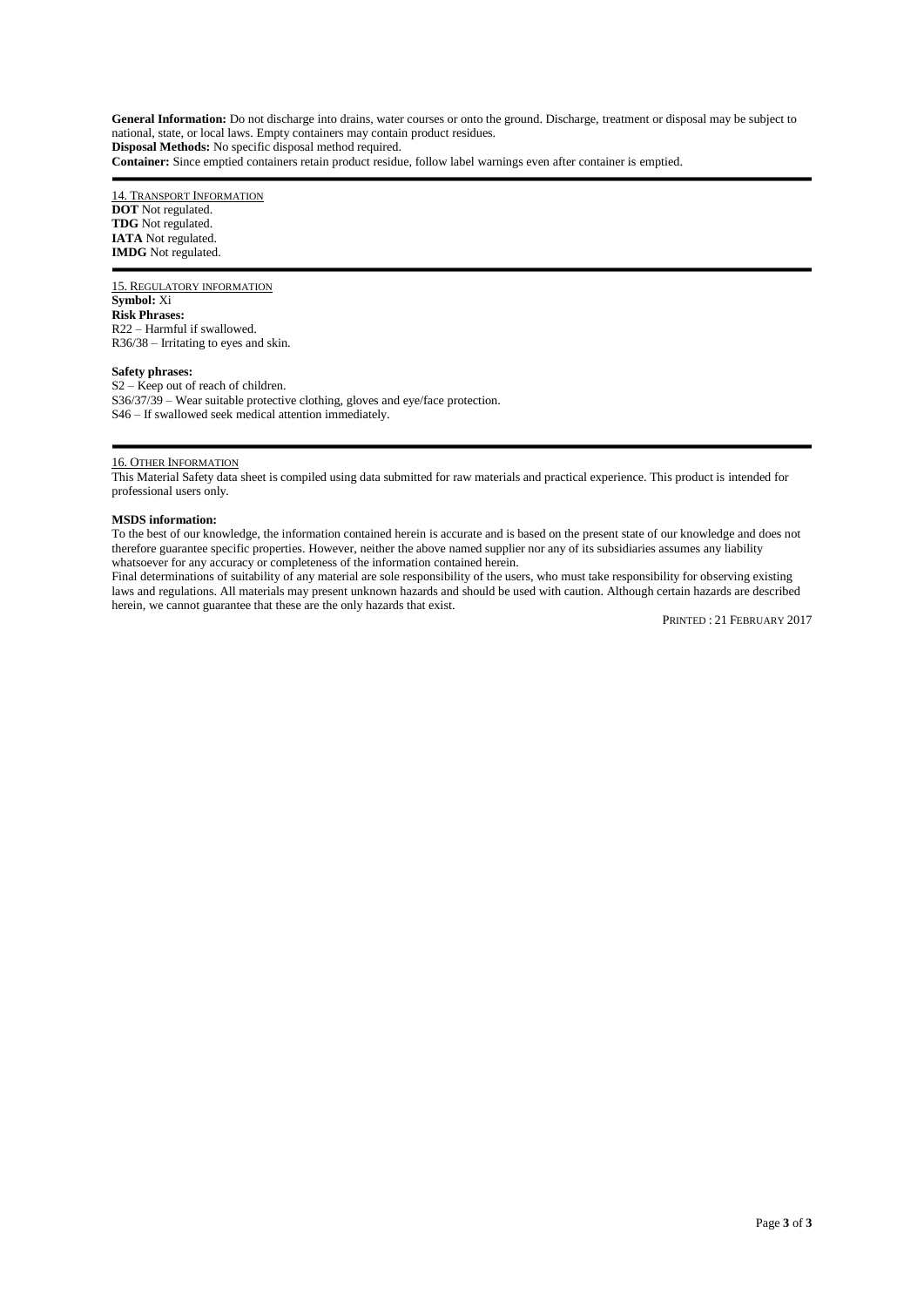**General Information:** Do not discharge into drains, water courses or onto the ground. Discharge, treatment or disposal may be subject to national, state, or local laws. Empty containers may contain product residues.
**Disposal Methods:** No specific disposal method required.
**Container:** Since emptied containers retain product residue, follow label warnings even after container is emptied.

## 14. Transport Information

**DOT** Not regulated.
**TDG** Not regulated.
**IATA** Not regulated.
**IMDG** Not regulated.

## 15. Regulatory information

**Symbol:** Xi
**Risk Phrases:**
R22 – Harmful if swallowed.
R36/38 – Irritating to eyes and skin.

**Safety phrases:**
S2 – Keep out of reach of children.
S36/37/39 – Wear suitable protective clothing, gloves and eye/face protection.
S46 – If swallowed seek medical attention immediately.

## 16. Other Information

This Material Safety data sheet is compiled using data submitted for raw materials and practical experience. This product is intended for professional users only.

**MSDS information:**
To the best of our knowledge, the information contained herein is accurate and is based on the present state of our knowledge and does not therefore guarantee specific properties. However, neither the above named supplier nor any of its subsidiaries assumes any liability whatsoever for any accuracy or completeness of the information contained herein.
Final determinations of suitability of any material are sole responsibility of the users, who must take responsibility for observing existing laws and regulations. All materials may present unknown hazards and should be used with caution. Although certain hazards are described herein, we cannot guarantee that these are the only hazards that exist.

Printed : 21 February 2017